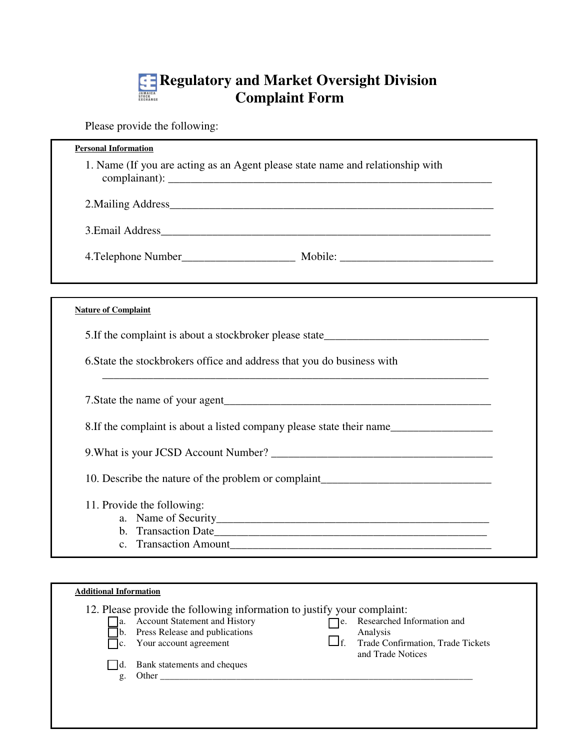# Regulatory and Market Oversight Division
## Complaint Form

Please provide the following:

**Personal Information**

1. Name (If you are acting as an Agent please state name and relationship with complainant): ____________________________________________________________

2. Mailing Address____________________________________________________________

3. Email Address____________________________________________________________

4. Telephone Number____________________ Mobile: ___________________________

**Nature of Complaint**

5. If the complaint is about a stockbroker please state_____________________________

6. State the stockbrokers office and address that you do business with
______________________________________________________________________

7. State the name of your agent_________________________________________________

8. If the complaint is about a listed company please state their name__________________

9. What is your JCSD Account Number? _________________________________________

10. Describe the nature of the problem or complaint______________________________

11. Provide the following:
   a. Name of Security_______________________________________________
   b. Transaction Date_______________________________________________
   c. Transaction Amount_____________________________________________

**Additional Information**

12. Please provide the following information to justify your complaint:
   - ☐ a. Account Statement and History
   - ☐ b. Press Release and publications
   - ☐ c. Your account agreement
   - ☐ d. Bank statements and cheques
   - ☐ e. Researched Information and Analysis
   - ☐ f. Trade Confirmation, Trade Tickets and Trade Notices
   - g. Other ____________________________________________________________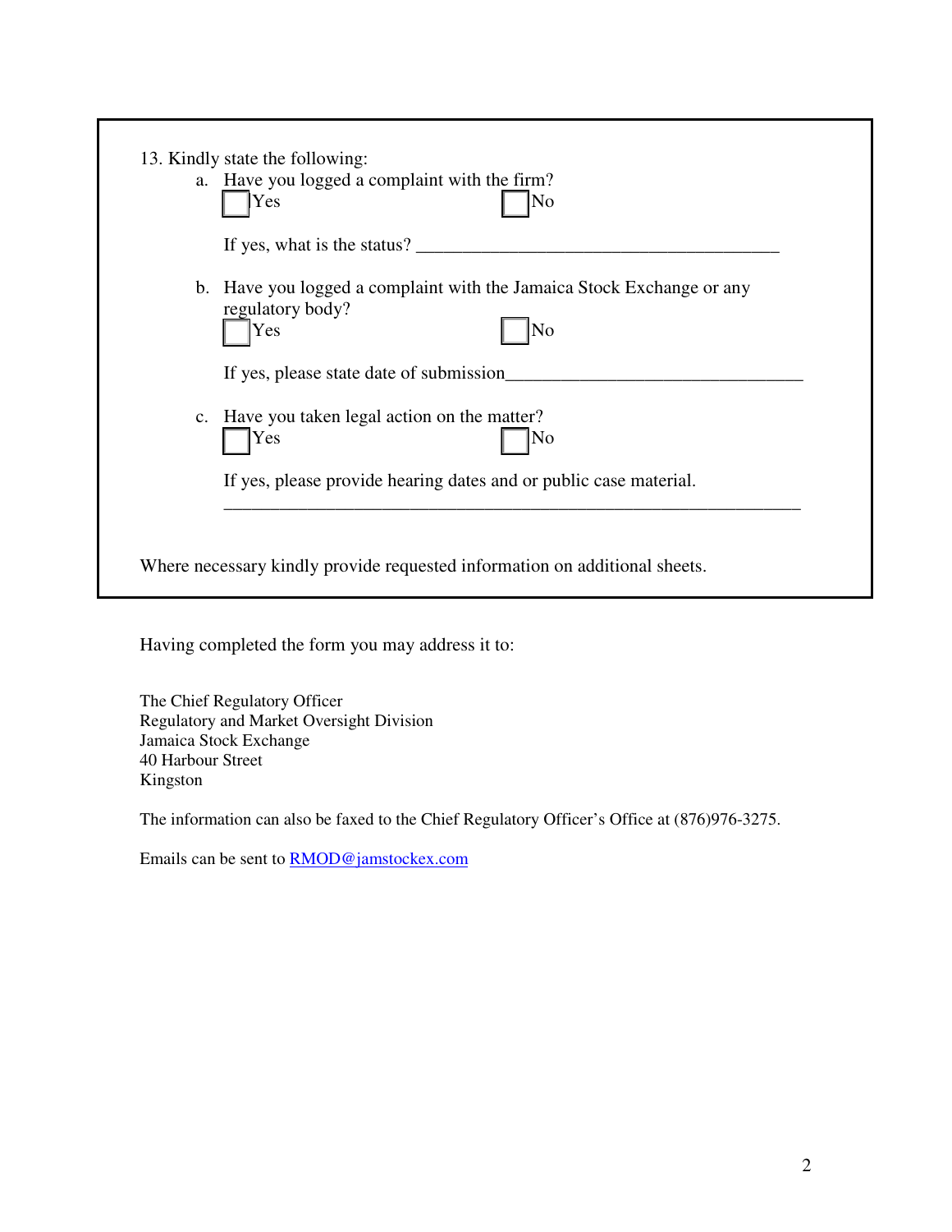13. Kindly state the following:

a. Have you logged a complaint with the firm?

☐ Yes ☐ No

If yes, what is the status? ________________________________________

b. Have you logged a complaint with the Jamaica Stock Exchange or any regulatory body?

☐ Yes ☐ No

If yes, please state date of submission________________________________

c. Have you taken legal action on the matter?

☐ Yes ☐ No

If yes, please provide hearing dates and or public case material.

________________________________________________________________

Where necessary kindly provide requested information on additional sheets.

Having completed the form you may address it to:

The Chief Regulatory Officer
Regulatory and Market Oversight Division
Jamaica Stock Exchange
40 Harbour Street
Kingston

The information can also be faxed to the Chief Regulatory Officer's Office at (876)976-3275.

Emails can be sent to [RMOD@jamstockex.com](mailto:RMOD@jamstockex.com)